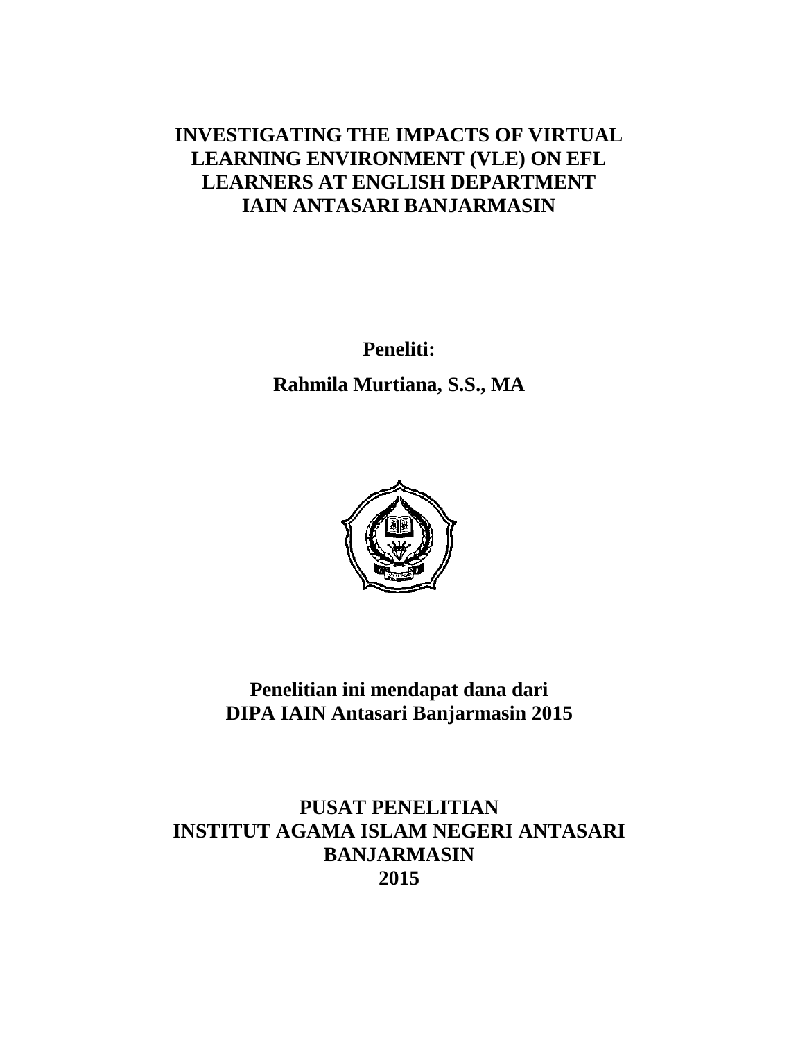# INVESTIGATING THE IMPACTS OF VIRTUAL LEARNING ENVIRONMENT (VLE) ON EFL LEARNERS AT ENGLISH DEPARTMENT IAIN ANTASARI BANJARMASIN

**Peneliti:**

**Rahmila Murtiana, S.S., MA**

**Penelitian ini mendapat dana dari**
**DIPA IAIN Antasari Banjarmasin 2015**

**PUSAT PENELITIAN**
**INSTITUT AGAMA ISLAM NEGERI ANTASARI**
**BANJARMASIN**
**2015**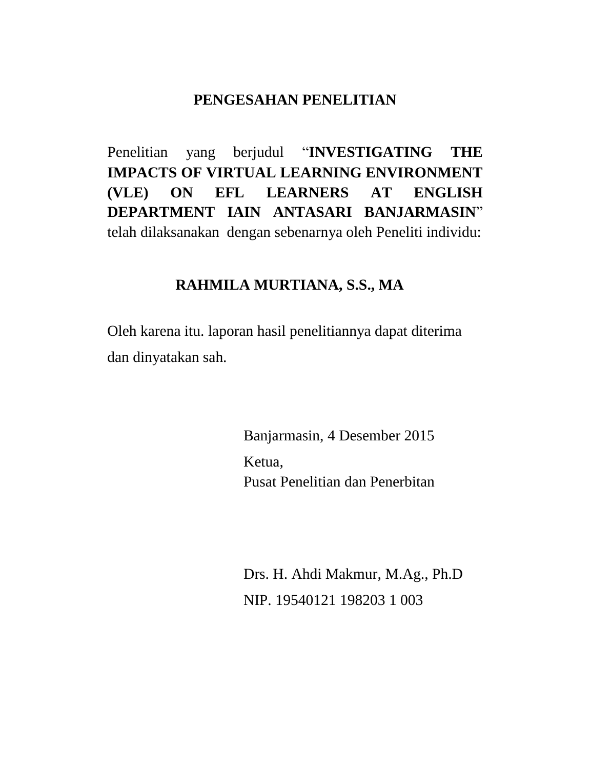# PENGESAHAN PENELITIAN

Penelitian yang berjudul "**INVESTIGATING THE IMPACTS OF VIRTUAL LEARNING ENVIRONMENT (VLE) ON EFL LEARNERS AT ENGLISH DEPARTMENT IAIN ANTASARI BANJARMASIN**" telah dilaksanakan dengan sebenarnya oleh Peneliti individu:

**RAHMILA MURTIANA, S.S., MA**

Oleh karena itu. laporan hasil penelitiannya dapat diterima dan dinyatakan sah.

Banjarmasin, 4 Desember 2015

Ketua,
Pusat Penelitian dan Penerbitan

Drs. H. Ahdi Makmur, M.Ag., Ph.D

NIP. 19540121 198203 1 003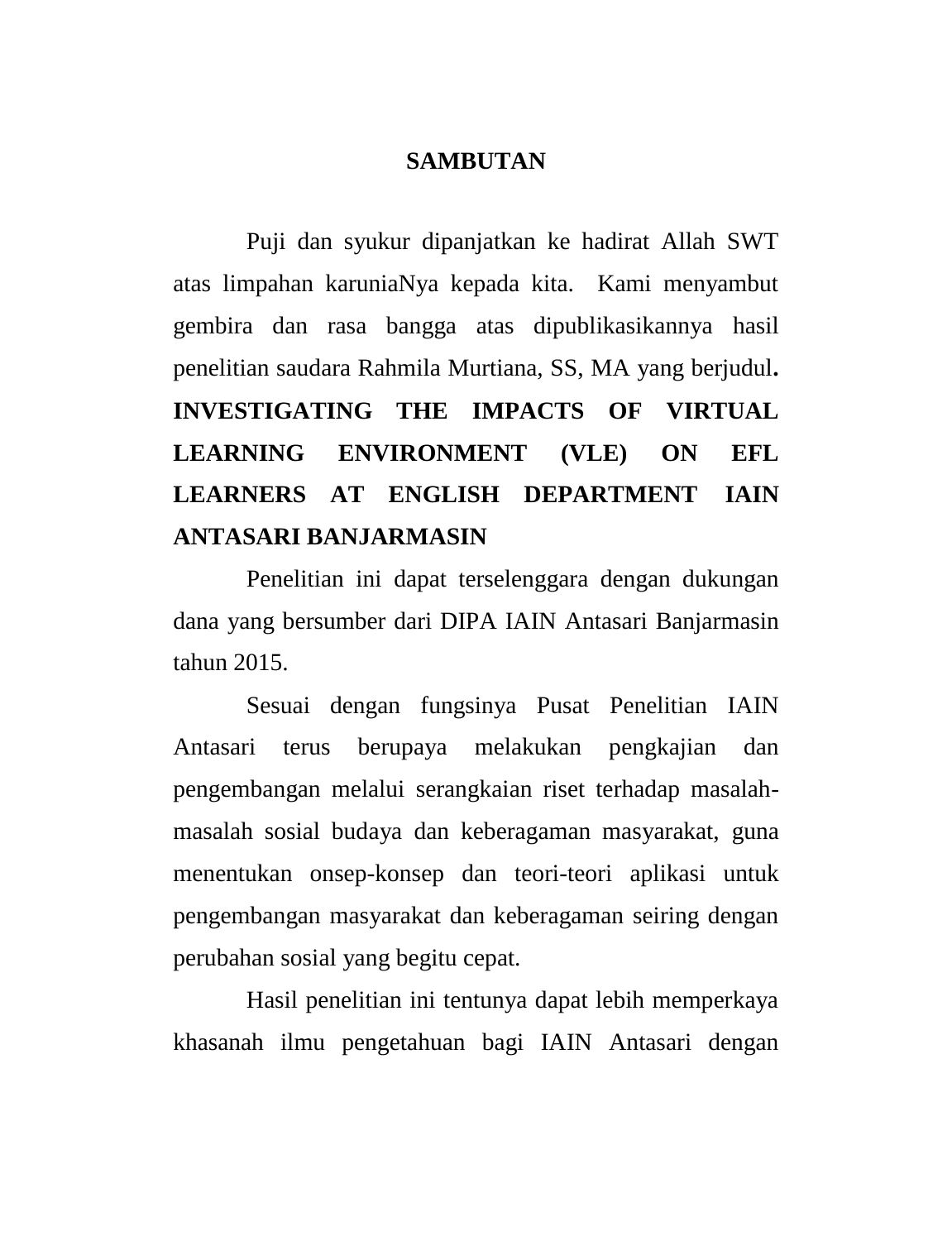# SAMBUTAN

Puji dan syukur dipanjatkan ke hadirat Allah SWT atas limpahan karuniaNya kepada kita. Kami menyambut gembira dan rasa bangga atas dipublikasikannya hasil penelitian saudara Rahmila Murtiana, SS, MA yang berjudul**. INVESTIGATING THE IMPACTS OF VIRTUAL LEARNING ENVIRONMENT (VLE) ON EFL LEARNERS AT ENGLISH DEPARTMENT IAIN ANTASARI BANJARMASIN**

Penelitian ini dapat terselenggara dengan dukungan dana yang bersumber dari DIPA IAIN Antasari Banjarmasin tahun 2015.

Sesuai dengan fungsinya Pusat Penelitian IAIN Antasari terus berupaya melakukan pengkajian dan pengembangan melalui serangkaian riset terhadap masalah-masalah sosial budaya dan keberagaman masyarakat, guna menentukan onsep-konsep dan teori-teori aplikasi untuk pengembangan masyarakat dan keberagaman seiring dengan perubahan sosial yang begitu cepat.

Hasil penelitian ini tentunya dapat lebih memperkaya khasanah ilmu pengetahuan bagi IAIN Antasari dengan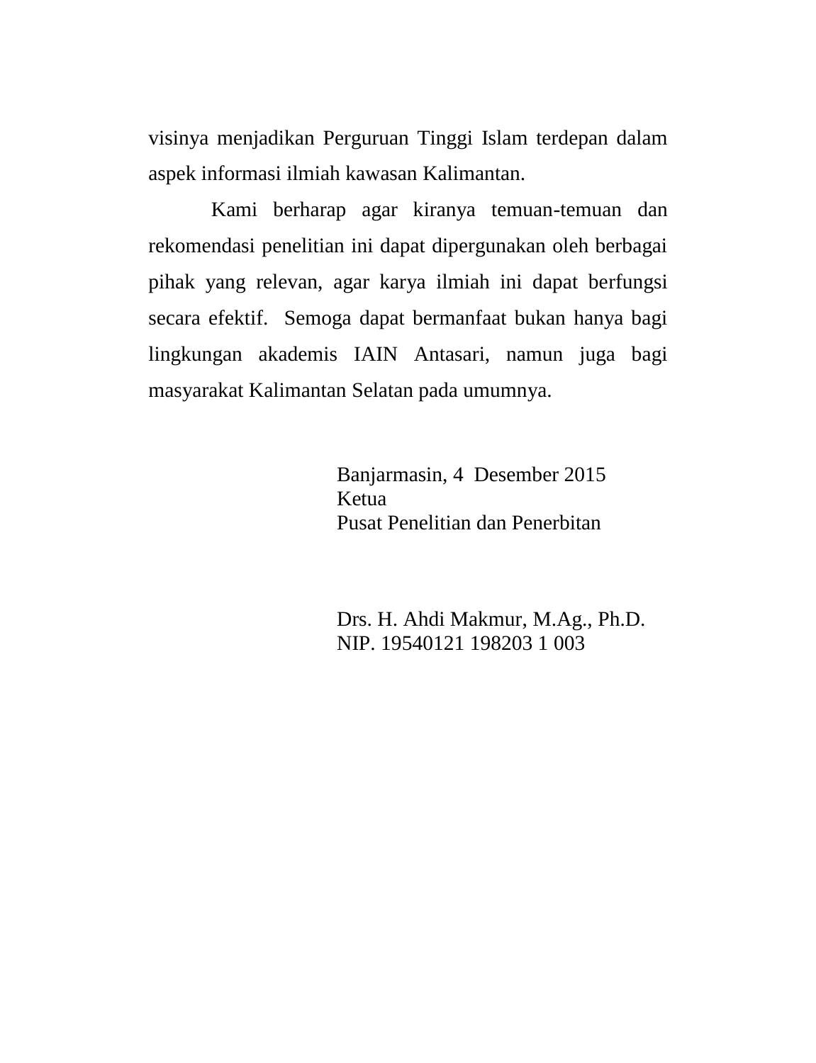visinya menjadikan Perguruan Tinggi Islam terdepan dalam aspek informasi ilmiah kawasan Kalimantan.

Kami berharap agar kiranya temuan-temuan dan rekomendasi penelitian ini dapat dipergunakan oleh berbagai pihak yang relevan, agar karya ilmiah ini dapat berfungsi secara efektif. Semoga dapat bermanfaat bukan hanya bagi lingkungan akademis IAIN Antasari, namun juga bagi masyarakat Kalimantan Selatan pada umumnya.

Banjarmasin, 4 Desember 2015
Ketua
Pusat Penelitian dan Penerbitan

Drs. H. Ahdi Makmur, M.Ag., Ph.D.
NIP. 19540121 198203 1 003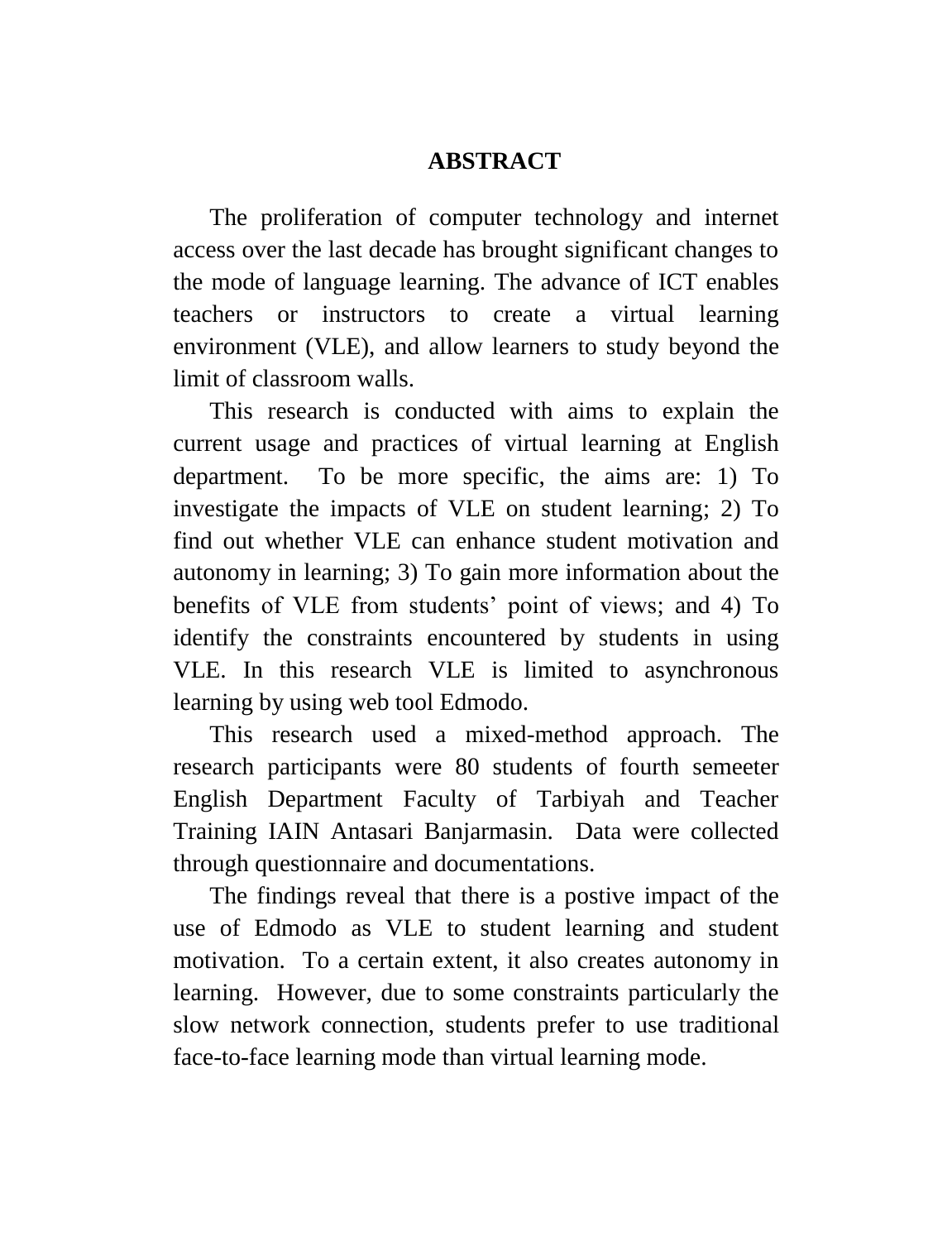# ABSTRACT

The proliferation of computer technology and internet access over the last decade has brought significant changes to the mode of language learning. The advance of ICT enables teachers or instructors to create a virtual learning environment (VLE), and allow learners to study beyond the limit of classroom walls.

This research is conducted with aims to explain the current usage and practices of virtual learning at English department. To be more specific, the aims are: 1) To investigate the impacts of VLE on student learning; 2) To find out whether VLE can enhance student motivation and autonomy in learning; 3) To gain more information about the benefits of VLE from students' point of views; and 4) To identify the constraints encountered by students in using VLE. In this research VLE is limited to asynchronous learning by using web tool Edmodo.

This research used a mixed-method approach. The research participants were 80 students of fourth semeeter English Department Faculty of Tarbiyah and Teacher Training IAIN Antasari Banjarmasin. Data were collected through questionnaire and documentations.

The findings reveal that there is a postive impact of the use of Edmodo as VLE to student learning and student motivation. To a certain extent, it also creates autonomy in learning. However, due to some constraints particularly the slow network connection, students prefer to use traditional face-to-face learning mode than virtual learning mode.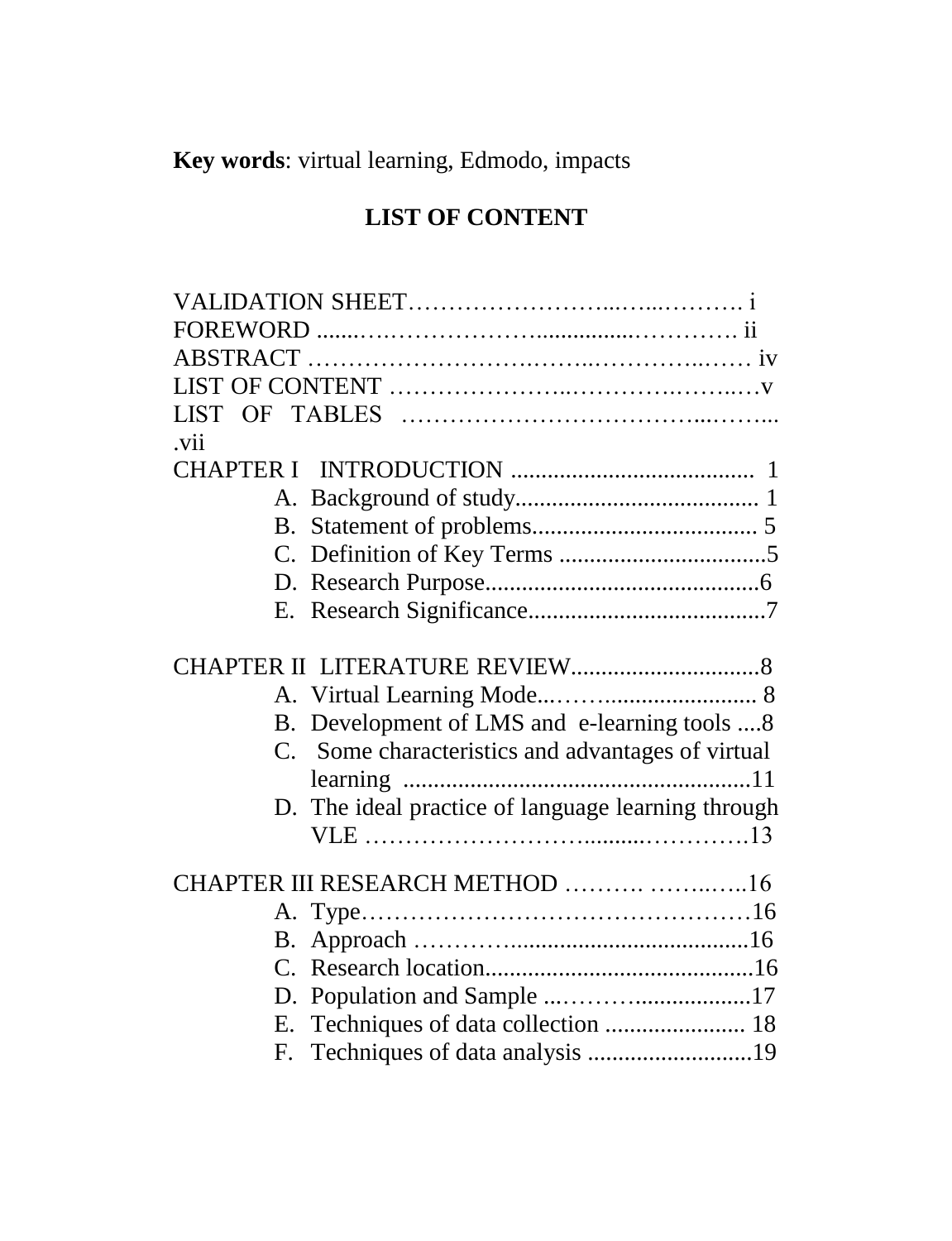**Key words**: virtual learning, Edmodo, impacts

## LIST OF CONTENT

VALIDATION SHEET……………………..…...………. i
FOREWORD .......….………………................…………. ii
ABSTRACT …………………….……..…………..…… iv
LIST OF CONTENT …………………..…………….……..…v
LIST OF TABLES ……………………………...……...
.vii
CHAPTER I INTRODUCTION ........................................ 1

A. Background of study........................................ 1
B. Statement of problems..................................... 5
C. Definition of Key Terms ..................................5
D. Research Purpose.............................................6
E. Research Significance.......................................7

CHAPTER II LITERATURE REVIEW...............................8

A. Virtual Learning Mode...……......................... 8
B. Development of LMS and e-learning tools ....8
C. Some characteristics and advantages of virtual learning .........................................................11
D. The ideal practice of language learning through VLE ……………………..........…………13

CHAPTER III RESEARCH METHOD ………. ……..…..16

A. Type…………………………………………16
B. Approach ………….......................................16
C. Research location............................................16
D. Population and Sample ...………...................17
E. Techniques of data collection ....................... 18
F. Techniques of data analysis ...........................19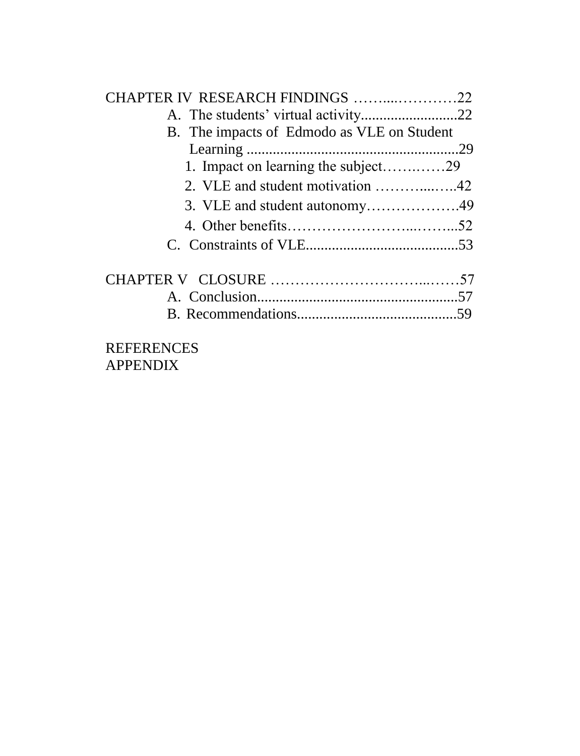CHAPTER IV RESEARCH FINDINGS ……...…………22

A. The students' virtual activity..........................22

B. The impacts of Edmodo as VLE on Student Learning .........................................................29

1. Impact on learning the subject…….……29
2. VLE and student motivation ………....…..42
3. VLE and student autonomy……………….49
4. Other benefits…………………...……...52

C. Constraints of VLE..........................................53

CHAPTER V CLOSURE …………………………...……57

A. Conclusion......................................................57

B. Recommendations...........................................59

REFERENCES

APPENDIX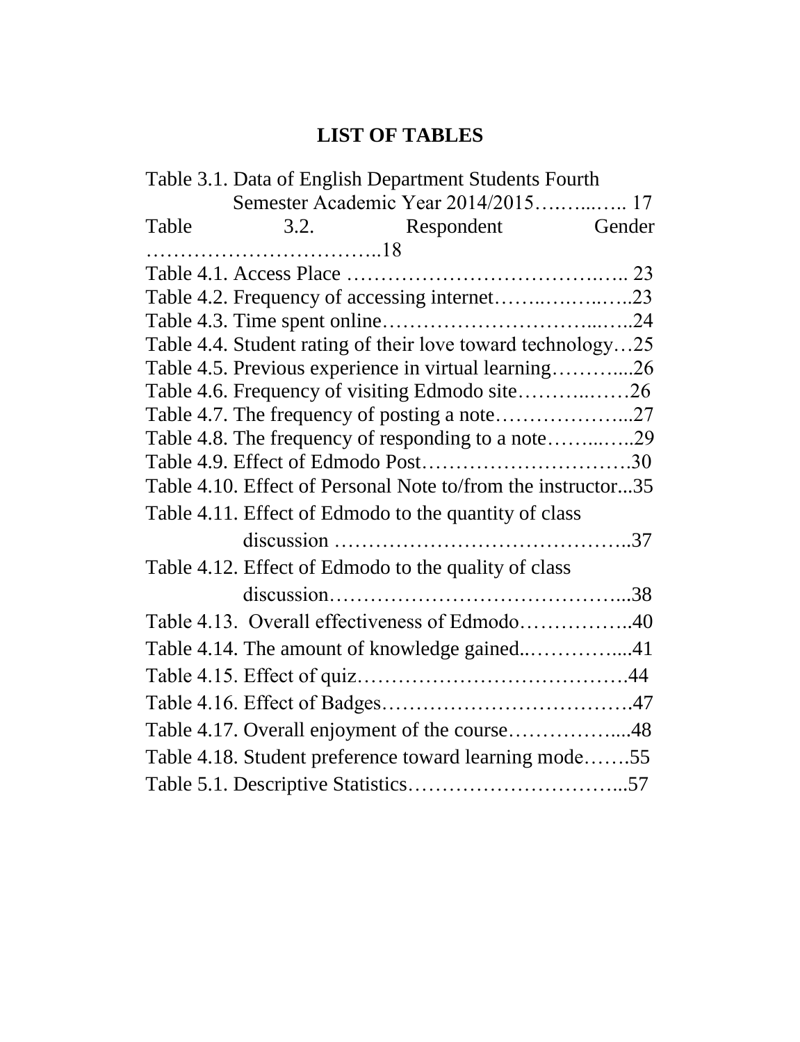# LIST OF TABLES

Table 3.1. Data of English Department Students Fourth Semester Academic Year 2014/2015…….…….. 17

Table 3.2. Respondent Gender ……………………………..18

Table 4.1. Access Place ………………………………….….. 23

Table 4.2. Frequency of accessing internet……..……..…..23

Table 4.3. Time spent online…………………………...…..24

Table 4.4. Student rating of their love toward technology…25

Table 4.5. Previous experience in virtual learning………....26

Table 4.6. Frequency of visiting Edmodo site………..……26

Table 4.7. The frequency of posting a note………………...27

Table 4.8. The frequency of responding to a note……...…..29

Table 4.9. Effect of Edmodo Post………………………….30

Table 4.10. Effect of Personal Note to/from the instructor...35

Table 4.11. Effect of Edmodo to the quantity of class discussion ……………………………………..37

Table 4.12. Effect of Edmodo to the quality of class discussion…………………………………….....38

Table 4.13. Overall effectiveness of Edmodo……………..40

Table 4.14. The amount of knowledge gained..…………....41

Table 4.15. Effect of quiz…………………………………44

Table 4.16. Effect of Badges……………………………….47

Table 4.17. Overall enjoyment of the course……………....48

Table 4.18. Student preference toward learning mode…….55

Table 5.1. Descriptive Statistics…………………………...57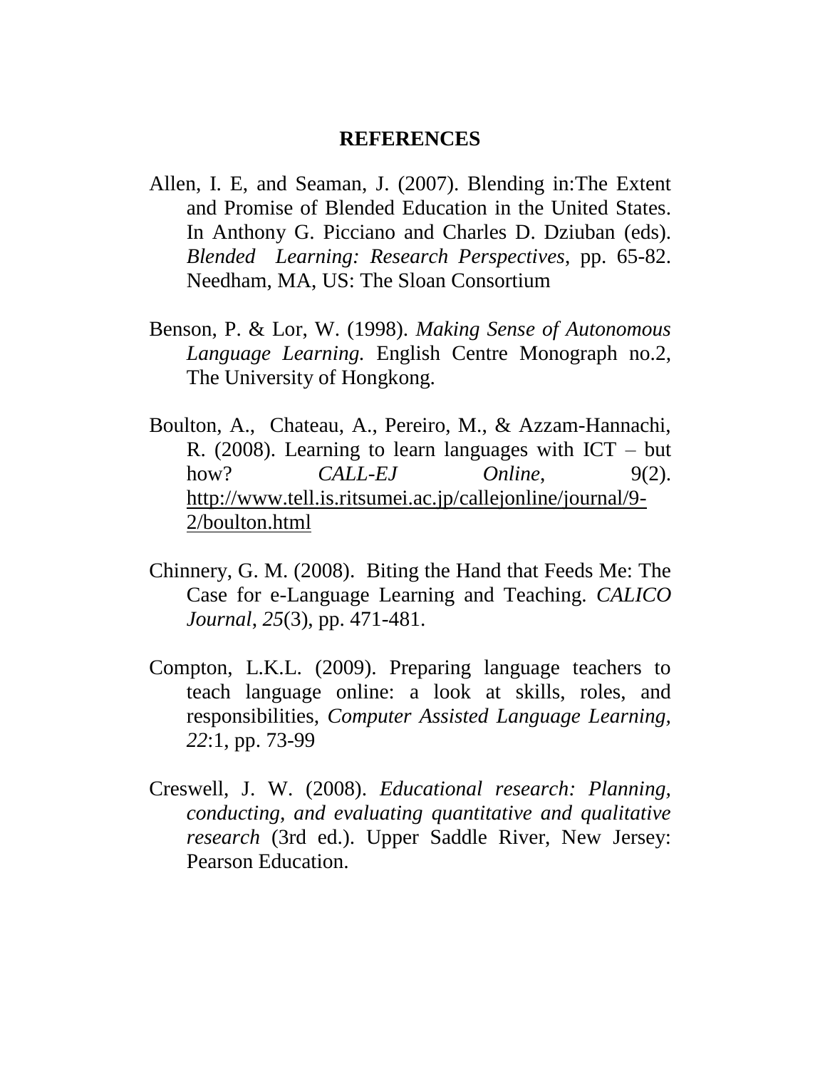# REFERENCES

Allen, I. E, and Seaman, J. (2007). Blending in:The Extent and Promise of Blended Education in the United States. In Anthony G. Picciano and Charles D. Dziuban (eds). *Blended Learning: Research Perspectives*, pp. 65-82. Needham, MA, US: The Sloan Consortium

Benson, P. & Lor, W. (1998). *Making Sense of Autonomous Language Learning.* English Centre Monograph no.2, The University of Hongkong.

Boulton, A., Chateau, A., Pereiro, M., & Azzam-Hannachi, R. (2008). Learning to learn languages with ICT – but how? *CALL-EJ Online*, 9(2). http://www.tell.is.ritsumei.ac.jp/callejonline/journal/9-2/boulton.html

Chinnery, G. M. (2008). Biting the Hand that Feeds Me: The Case for e-Language Learning and Teaching. *CALICO Journal*, *25*(3), pp. 471-481.

Compton, L.K.L. (2009). Preparing language teachers to teach language online: a look at skills, roles, and responsibilities, *Computer Assisted Language Learning, 22*:1, pp. 73-99

Creswell, J. W. (2008). *Educational research: Planning, conducting, and evaluating quantitative and qualitative research* (3rd ed.). Upper Saddle River, New Jersey: Pearson Education.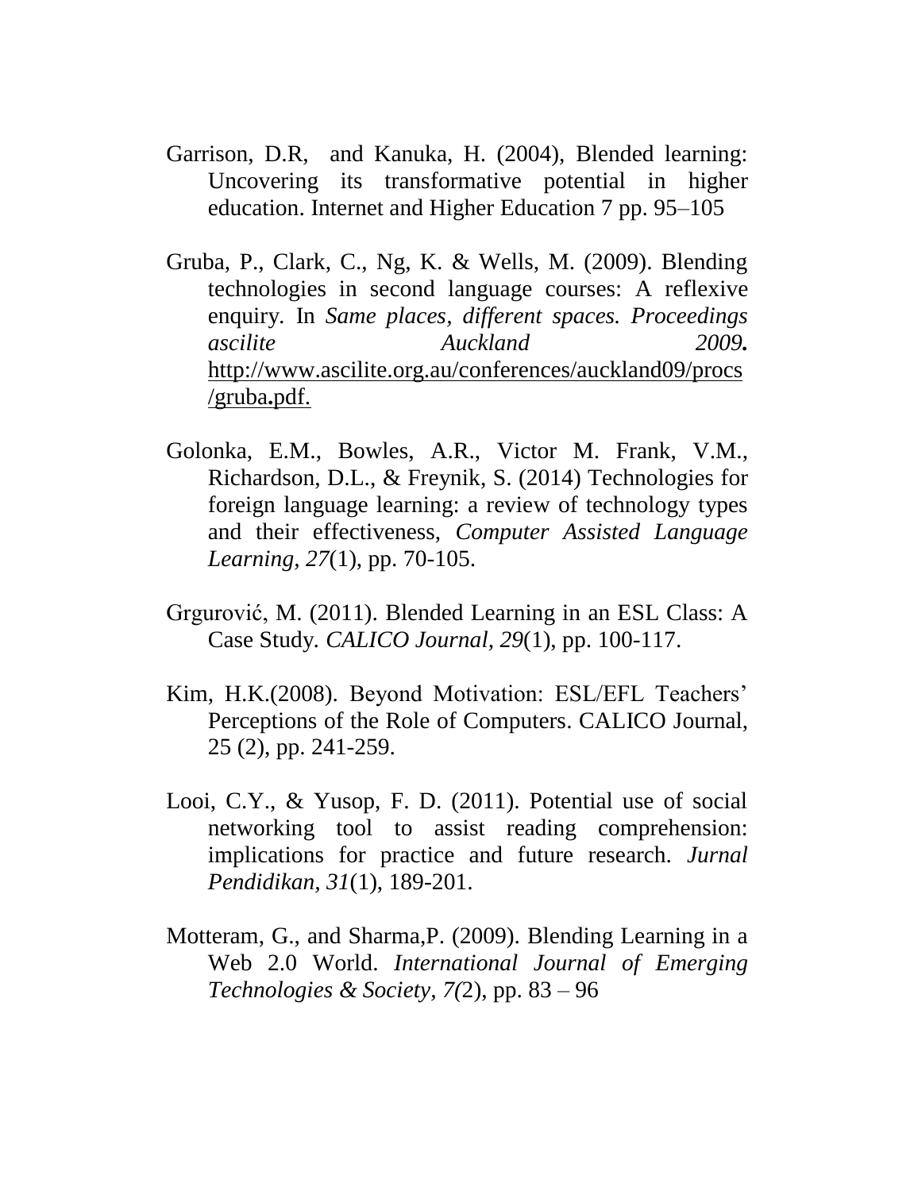Garrison, D.R, and Kanuka, H. (2004), Blended learning: Uncovering its transformative potential in higher education. Internet and Higher Education 7 pp. 95–105

Gruba, P., Clark, C., Ng, K. & Wells, M. (2009). Blending technologies in second language courses: A reflexive enquiry. In *Same places, different spaces. Proceedings ascilite Auckland 2009***.** http://www.ascilite.org.au/conferences/auckland09/procs/gruba**.**pdf.

Golonka, E.M., Bowles, A.R., Victor M. Frank, V.M., Richardson, D.L., & Freynik, S. (2014) Technologies for foreign language learning: a review of technology types and their effectiveness, *Computer Assisted Language Learning, 27*(1), pp. 70-105.

Grgurović, M. (2011). Blended Learning in an ESL Class: A Case Study. *CALICO Journal, 29*(1), pp. 100-117.

Kim, H.K.(2008). Beyond Motivation: ESL/EFL Teachers' Perceptions of the Role of Computers. CALICO Journal, 25 (2), pp. 241-259.

Looi, C.Y., & Yusop, F. D. (2011). Potential use of social networking tool to assist reading comprehension: implications for practice and future research. *Jurnal Pendidikan, 31*(1), 189-201.

Motteram, G., and Sharma,P. (2009). Blending Learning in a Web 2.0 World. *International Journal of Emerging Technologies & Society, 7(*2), pp. 83 – 96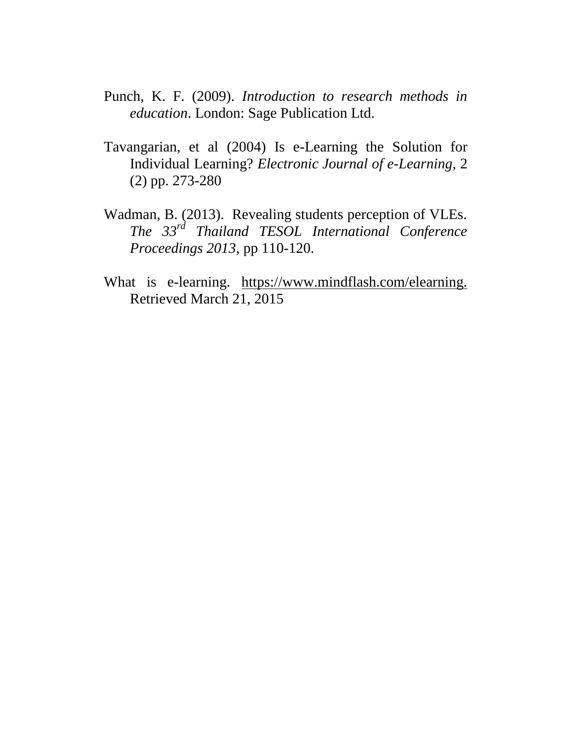Punch, K. F. (2009). *Introduction to research methods in education*. London: Sage Publication Ltd.

Tavangarian, et al (2004) Is e-Learning the Solution for Individual Learning? *Electronic Journal of e-Learning*, 2 (2) pp. 273-280

Wadman, B. (2013). Revealing students perception of VLEs. *The 33rd Thailand TESOL International Conference Proceedings 2013*, pp 110-120.

What is e-learning. https://www.mindflash.com/elearning. Retrieved March 21, 2015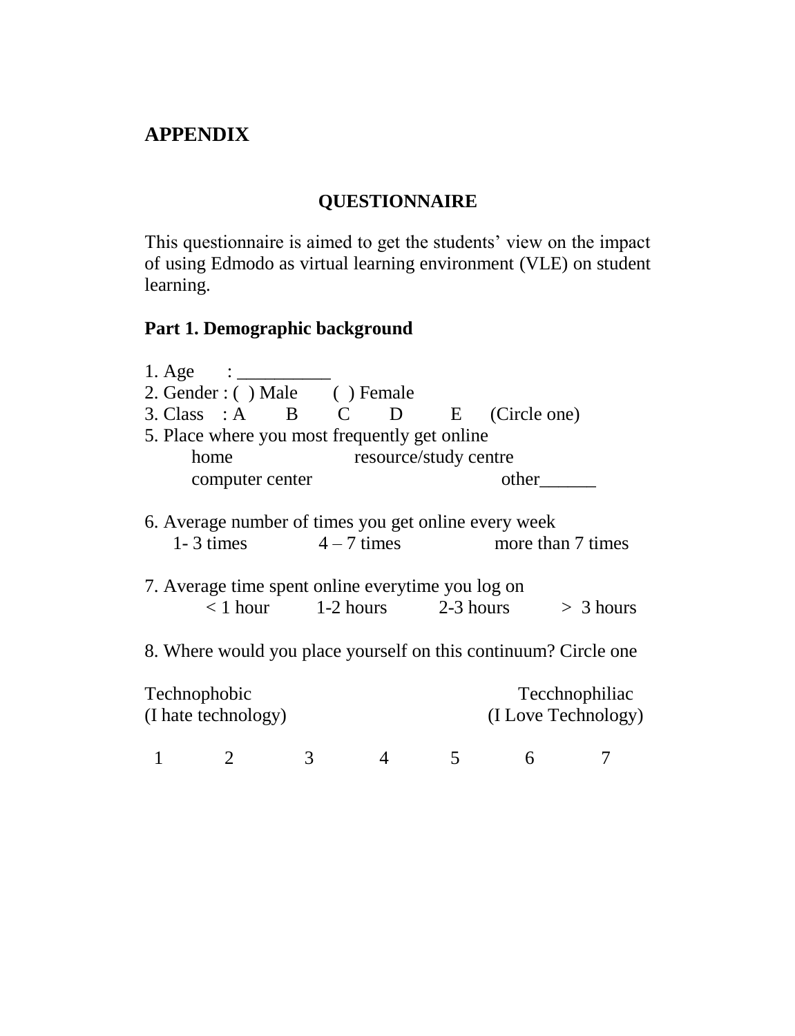# APPENDIX

## QUESTIONNAIRE

This questionnaire is aimed to get the students' view on the impact of using Edmodo as virtual learning environment (VLE) on student learning.

### Part 1. Demographic background

1. Age : __________
2. Gender : ( ) Male ( ) Female
3. Class : A B C D E (Circle one)
5. Place where you most frequently get online
   home resource/study centre
   computer center other______

6. Average number of times you get online every week
   1- 3 times 4 – 7 times more than 7 times

7. Average time spent online everytime you log on
   < 1 hour 1-2 hours 2-3 hours > 3 hours

8. Where would you place yourself on this continuum? Circle one

Technophobic (I hate technology) — Tecchnophiliac (I Love Technology)

1 2 3 4 5 6 7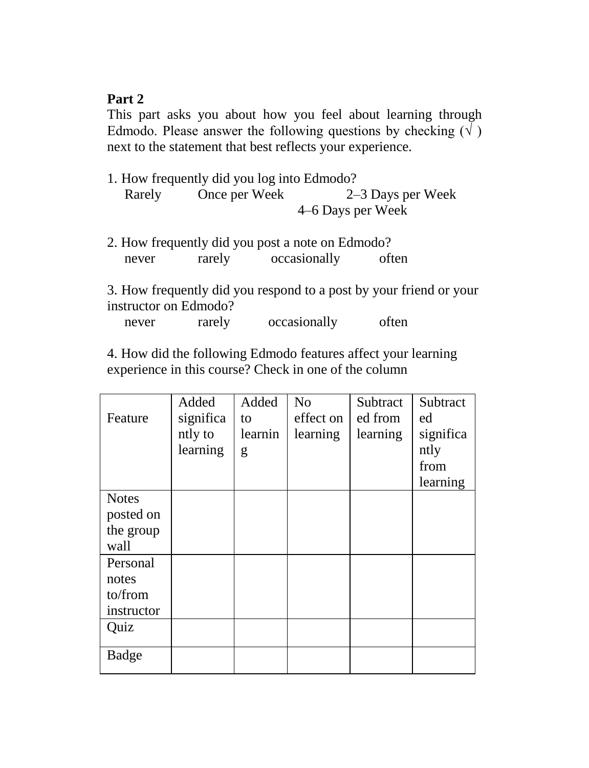**Part 2**

This part asks you about how you feel about learning through Edmodo. Please answer the following questions by checking (√ ) next to the statement that best reflects your experience.

1. How frequently did you log into Edmodo?

   Rarely    Once per Week    2–3 Days per Week    4–6 Days per Week

2. How frequently did you post a note on Edmodo?

   never    rarely    occasionally    often

3. How frequently did you respond to a post by your friend or your instructor on Edmodo?

   never    rarely    occasionally    often

4. How did the following Edmodo features affect your learning experience in this course? Check in one of the column

| Feature | Added significantly to learning | Added to learning | No effect on learning | Subtracted from learning | Subtracted significantly from learning |
|---|---|---|---|---|---|
| Notes posted on the group wall | | | | | |
| Personal notes to/from instructor | | | | | |
| Quiz | | | | | |
| Badge | | | | | |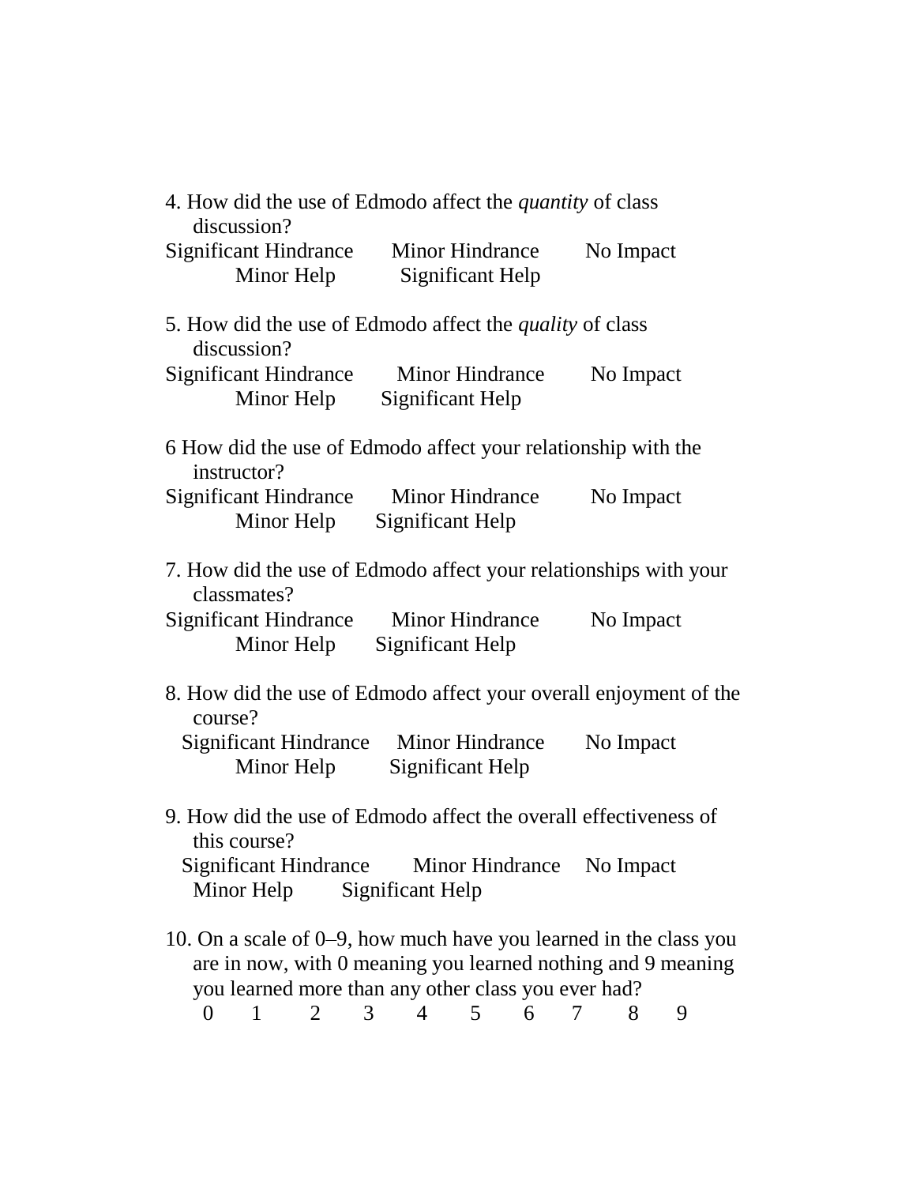4. How did the use of Edmodo affect the *quantity* of class discussion?
Significant Hindrance Minor Hindrance No Impact Minor Help Significant Help

5. How did the use of Edmodo affect the *quality* of class discussion?
Significant Hindrance Minor Hindrance No Impact Minor Help Significant Help

6 How did the use of Edmodo affect your relationship with the instructor?
Significant Hindrance Minor Hindrance No Impact Minor Help Significant Help

7. How did the use of Edmodo affect your relationships with your classmates?
Significant Hindrance Minor Hindrance No Impact Minor Help Significant Help

8. How did the use of Edmodo affect your overall enjoyment of the course?
Significant Hindrance Minor Hindrance No Impact Minor Help Significant Help

9. How did the use of Edmodo affect the overall effectiveness of this course?
Significant Hindrance Minor Hindrance No Impact Minor Help Significant Help

10. On a scale of 0–9, how much have you learned in the class you are in now, with 0 meaning you learned nothing and 9 meaning you learned more than any other class you ever had?
0 1 2 3 4 5 6 7 8 9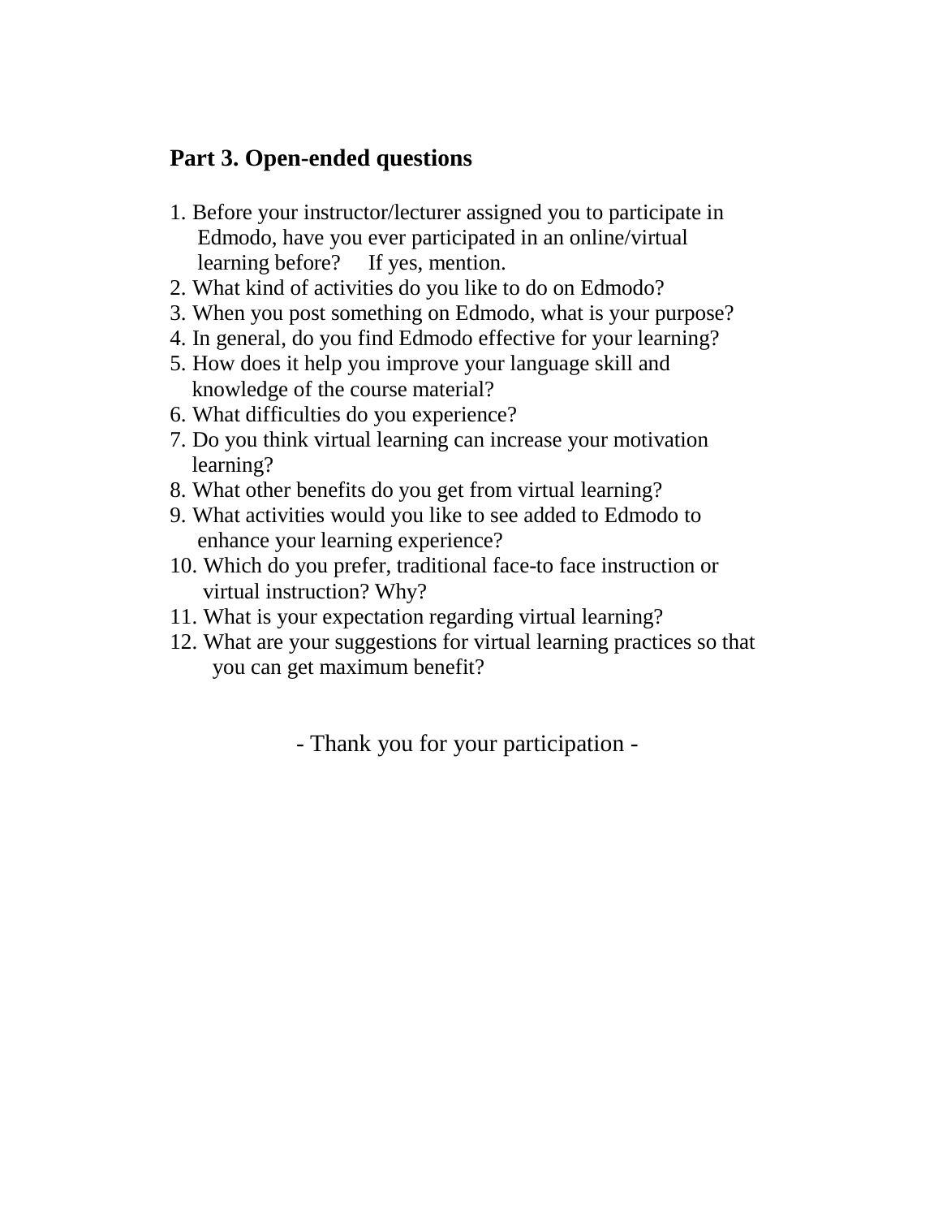## Part 3. Open-ended questions

1. Before your instructor/lecturer assigned you to participate in Edmodo, have you ever participated in an online/virtual learning before? If yes, mention.
2. What kind of activities do you like to do on Edmodo?
3. When you post something on Edmodo, what is your purpose?
4. In general, do you find Edmodo effective for your learning?
5. How does it help you improve your language skill and knowledge of the course material?
6. What difficulties do you experience?
7. Do you think virtual learning can increase your motivation learning?
8. What other benefits do you get from virtual learning?
9. What activities would you like to see added to Edmodo to enhance your learning experience?
10. Which do you prefer, traditional face-to face instruction or virtual instruction? Why?
11. What is your expectation regarding virtual learning?
12. What are your suggestions for virtual learning practices so that you can get maximum benefit?

- Thank you for your participation -